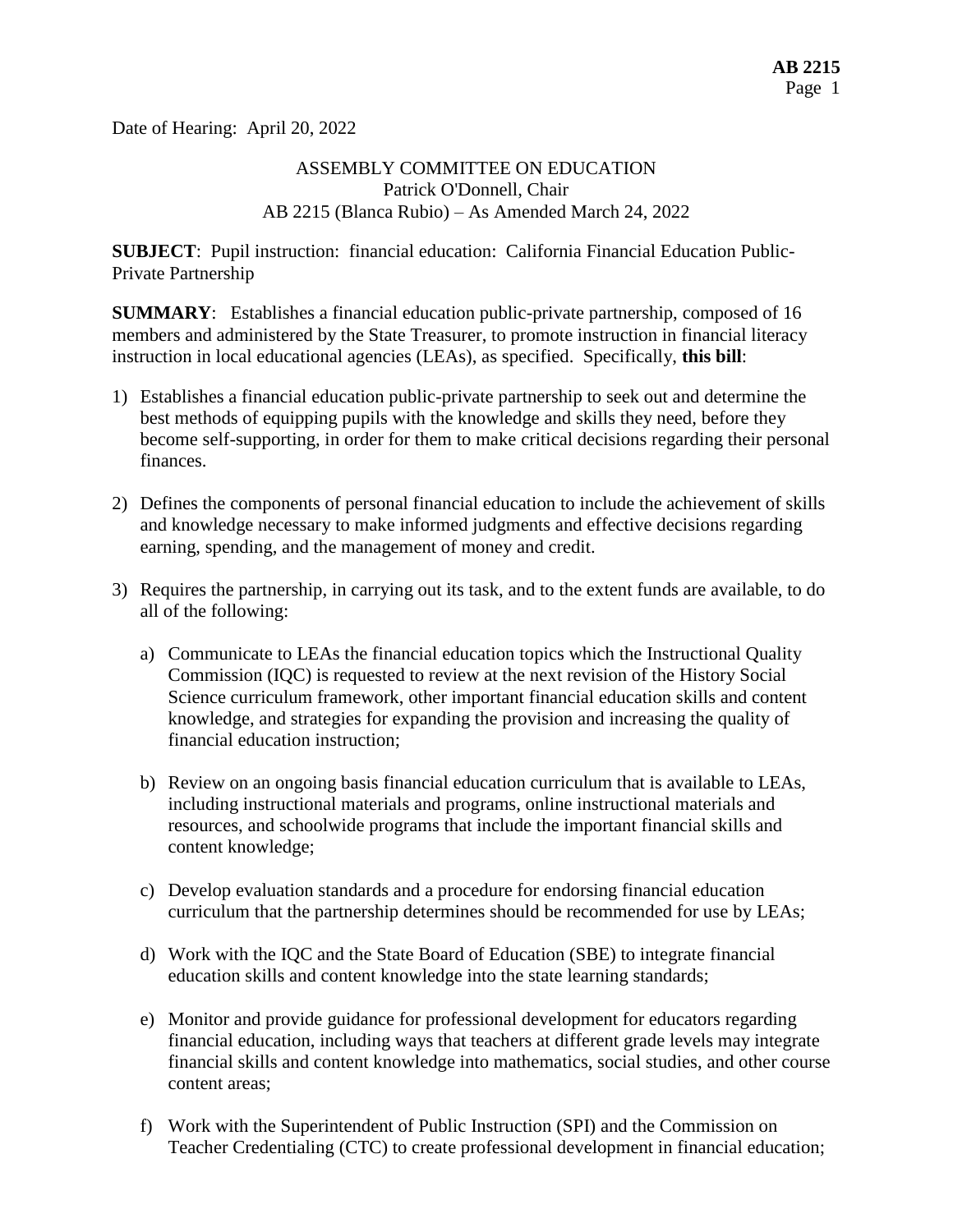Date of Hearing: April 20, 2022

ASSEMBLY COMMITTEE ON EDUCATION
Patrick O'Donnell, Chair
AB 2215 (Blanca Rubio) – As Amended March 24, 2022

**SUBJECT**: Pupil instruction: financial education: California Financial Education Public-Private Partnership

**SUMMARY**: Establishes a financial education public-private partnership, composed of 16 members and administered by the State Treasurer, to promote instruction in financial literacy instruction in local educational agencies (LEAs), as specified. Specifically, **this bill**:

1) Establishes a financial education public-private partnership to seek out and determine the best methods of equipping pupils with the knowledge and skills they need, before they become self-supporting, in order for them to make critical decisions regarding their personal finances.

2) Defines the components of personal financial education to include the achievement of skills and knowledge necessary to make informed judgments and effective decisions regarding earning, spending, and the management of money and credit.

3) Requires the partnership, in carrying out its task, and to the extent funds are available, to do all of the following:

   a) Communicate to LEAs the financial education topics which the Instructional Quality Commission (IQC) is requested to review at the next revision of the History Social Science curriculum framework, other important financial education skills and content knowledge, and strategies for expanding the provision and increasing the quality of financial education instruction;

   b) Review on an ongoing basis financial education curriculum that is available to LEAs, including instructional materials and programs, online instructional materials and resources, and schoolwide programs that include the important financial skills and content knowledge;

   c) Develop evaluation standards and a procedure for endorsing financial education curriculum that the partnership determines should be recommended for use by LEAs;

   d) Work with the IQC and the State Board of Education (SBE) to integrate financial education skills and content knowledge into the state learning standards;

   e) Monitor and provide guidance for professional development for educators regarding financial education, including ways that teachers at different grade levels may integrate financial skills and content knowledge into mathematics, social studies, and other course content areas;

   f) Work with the Superintendent of Public Instruction (SPI) and the Commission on Teacher Credentialing (CTC) to create professional development in financial education;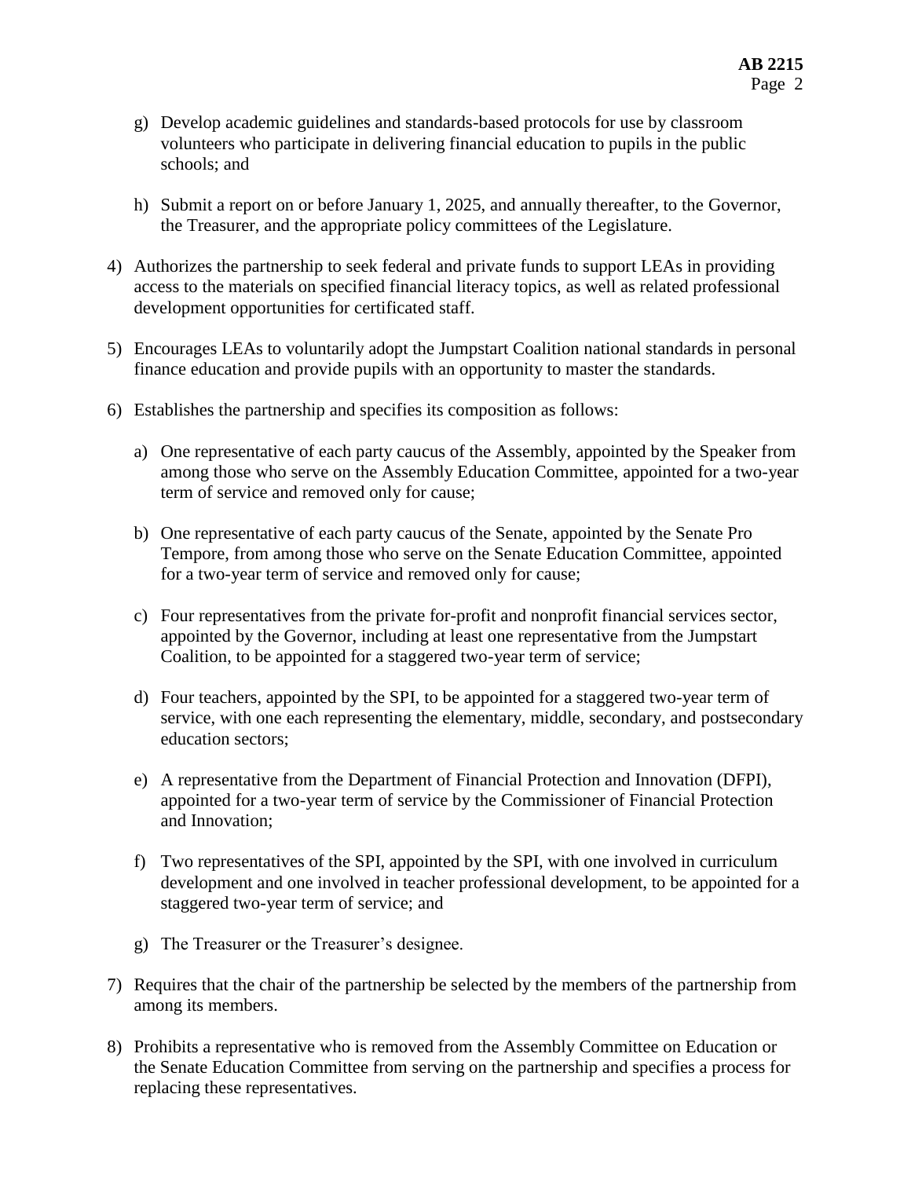g) Develop academic guidelines and standards-based protocols for use by classroom volunteers who participate in delivering financial education to pupils in the public schools; and

h) Submit a report on or before January 1, 2025, and annually thereafter, to the Governor, the Treasurer, and the appropriate policy committees of the Legislature.

4) Authorizes the partnership to seek federal and private funds to support LEAs in providing access to the materials on specified financial literacy topics, as well as related professional development opportunities for certificated staff.

5) Encourages LEAs to voluntarily adopt the Jumpstart Coalition national standards in personal finance education and provide pupils with an opportunity to master the standards.

6) Establishes the partnership and specifies its composition as follows:

   a) One representative of each party caucus of the Assembly, appointed by the Speaker from among those who serve on the Assembly Education Committee, appointed for a two-year term of service and removed only for cause;

   b) One representative of each party caucus of the Senate, appointed by the Senate Pro Tempore, from among those who serve on the Senate Education Committee, appointed for a two-year term of service and removed only for cause;

   c) Four representatives from the private for-profit and nonprofit financial services sector, appointed by the Governor, including at least one representative from the Jumpstart Coalition, to be appointed for a staggered two-year term of service;

   d) Four teachers, appointed by the SPI, to be appointed for a staggered two-year term of service, with one each representing the elementary, middle, secondary, and postsecondary education sectors;

   e) A representative from the Department of Financial Protection and Innovation (DFPI), appointed for a two-year term of service by the Commissioner of Financial Protection and Innovation;

   f) Two representatives of the SPI, appointed by the SPI, with one involved in curriculum development and one involved in teacher professional development, to be appointed for a staggered two-year term of service; and

   g) The Treasurer or the Treasurer's designee.

7) Requires that the chair of the partnership be selected by the members of the partnership from among its members.

8) Prohibits a representative who is removed from the Assembly Committee on Education or the Senate Education Committee from serving on the partnership and specifies a process for replacing these representatives.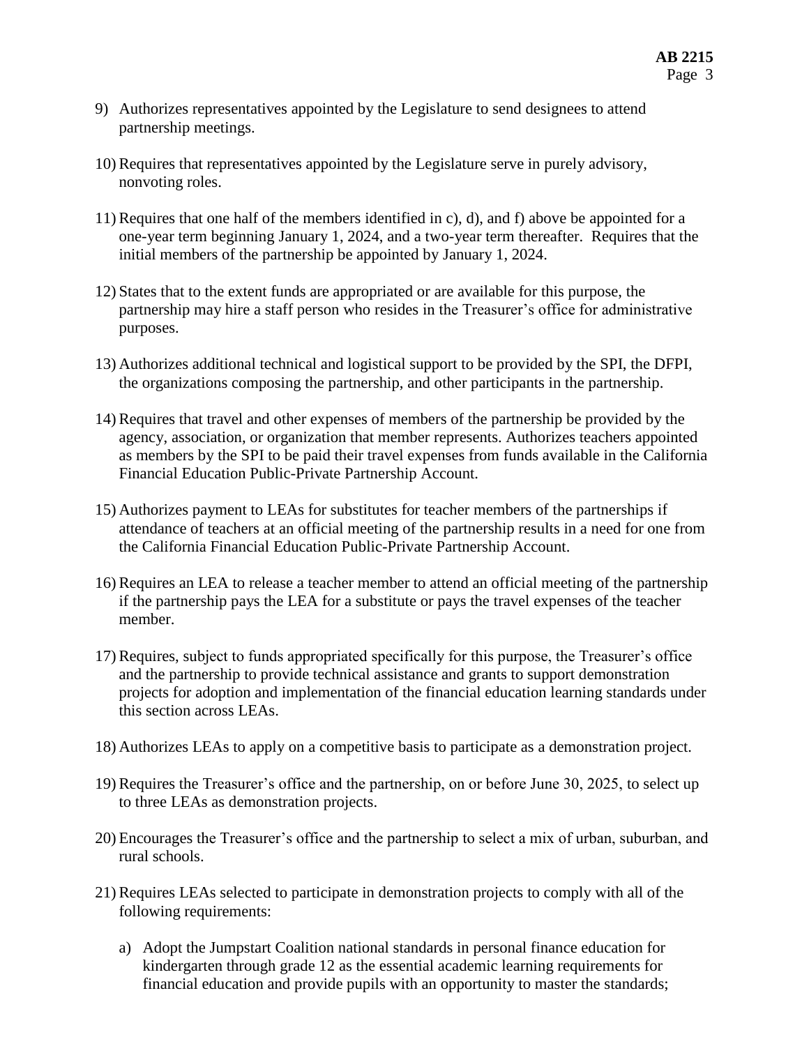9) Authorizes representatives appointed by the Legislature to send designees to attend partnership meetings.

10) Requires that representatives appointed by the Legislature serve in purely advisory, nonvoting roles.

11) Requires that one half of the members identified in c), d), and f) above be appointed for a one-year term beginning January 1, 2024, and a two-year term thereafter. Requires that the initial members of the partnership be appointed by January 1, 2024.

12) States that to the extent funds are appropriated or are available for this purpose, the partnership may hire a staff person who resides in the Treasurer's office for administrative purposes.

13) Authorizes additional technical and logistical support to be provided by the SPI, the DFPI, the organizations composing the partnership, and other participants in the partnership.

14) Requires that travel and other expenses of members of the partnership be provided by the agency, association, or organization that member represents. Authorizes teachers appointed as members by the SPI to be paid their travel expenses from funds available in the California Financial Education Public-Private Partnership Account.

15) Authorizes payment to LEAs for substitutes for teacher members of the partnerships if attendance of teachers at an official meeting of the partnership results in a need for one from the California Financial Education Public-Private Partnership Account.

16) Requires an LEA to release a teacher member to attend an official meeting of the partnership if the partnership pays the LEA for a substitute or pays the travel expenses of the teacher member.

17) Requires, subject to funds appropriated specifically for this purpose, the Treasurer's office and the partnership to provide technical assistance and grants to support demonstration projects for adoption and implementation of the financial education learning standards under this section across LEAs.

18) Authorizes LEAs to apply on a competitive basis to participate as a demonstration project.

19) Requires the Treasurer's office and the partnership, on or before June 30, 2025, to select up to three LEAs as demonstration projects.

20) Encourages the Treasurer's office and the partnership to select a mix of urban, suburban, and rural schools.

21) Requires LEAs selected to participate in demonstration projects to comply with all of the following requirements:

    a) Adopt the Jumpstart Coalition national standards in personal finance education for kindergarten through grade 12 as the essential academic learning requirements for financial education and provide pupils with an opportunity to master the standards;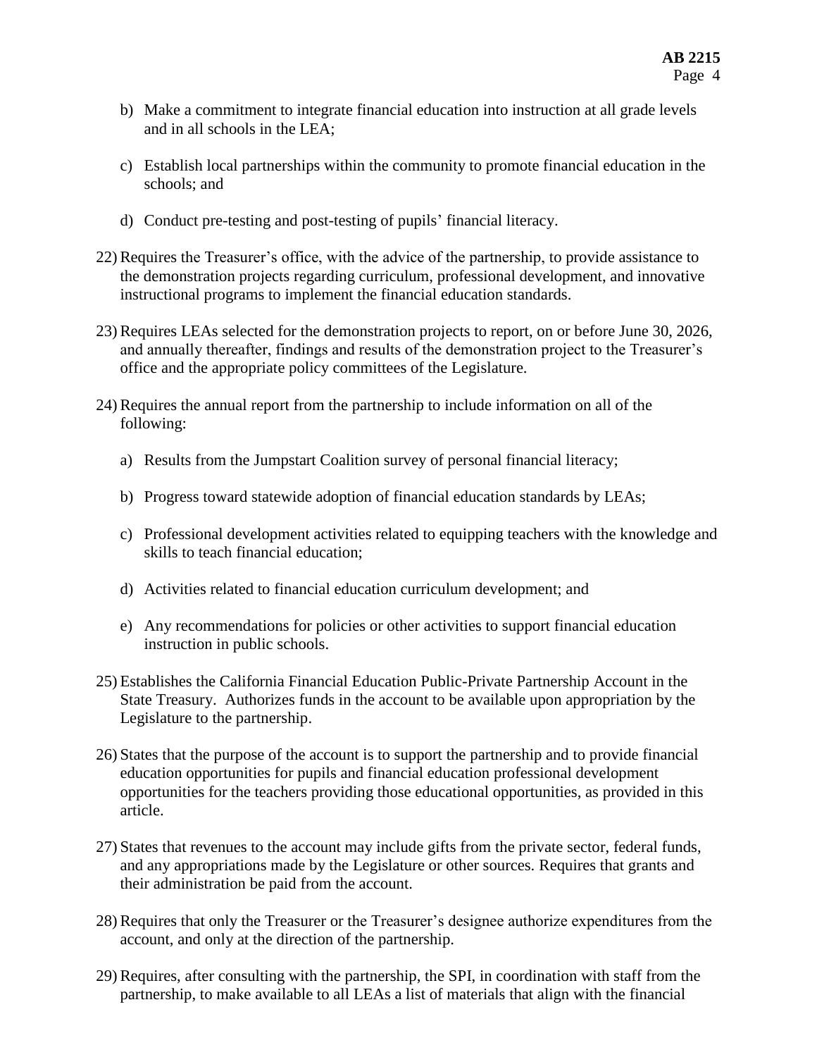b) Make a commitment to integrate financial education into instruction at all grade levels and in all schools in the LEA;

   c) Establish local partnerships within the community to promote financial education in the schools; and

   d) Conduct pre-testing and post-testing of pupils' financial literacy.

22) Requires the Treasurer's office, with the advice of the partnership, to provide assistance to the demonstration projects regarding curriculum, professional development, and innovative instructional programs to implement the financial education standards.

23) Requires LEAs selected for the demonstration projects to report, on or before June 30, 2026, and annually thereafter, findings and results of the demonstration project to the Treasurer's office and the appropriate policy committees of the Legislature.

24) Requires the annual report from the partnership to include information on all of the following:

   a) Results from the Jumpstart Coalition survey of personal financial literacy;

   b) Progress toward statewide adoption of financial education standards by LEAs;

   c) Professional development activities related to equipping teachers with the knowledge and skills to teach financial education;

   d) Activities related to financial education curriculum development; and

   e) Any recommendations for policies or other activities to support financial education instruction in public schools.

25) Establishes the California Financial Education Public-Private Partnership Account in the State Treasury. Authorizes funds in the account to be available upon appropriation by the Legislature to the partnership.

26) States that the purpose of the account is to support the partnership and to provide financial education opportunities for pupils and financial education professional development opportunities for the teachers providing those educational opportunities, as provided in this article.

27) States that revenues to the account may include gifts from the private sector, federal funds, and any appropriations made by the Legislature or other sources. Requires that grants and their administration be paid from the account.

28) Requires that only the Treasurer or the Treasurer's designee authorize expenditures from the account, and only at the direction of the partnership.

29) Requires, after consulting with the partnership, the SPI, in coordination with staff from the partnership, to make available to all LEAs a list of materials that align with the financial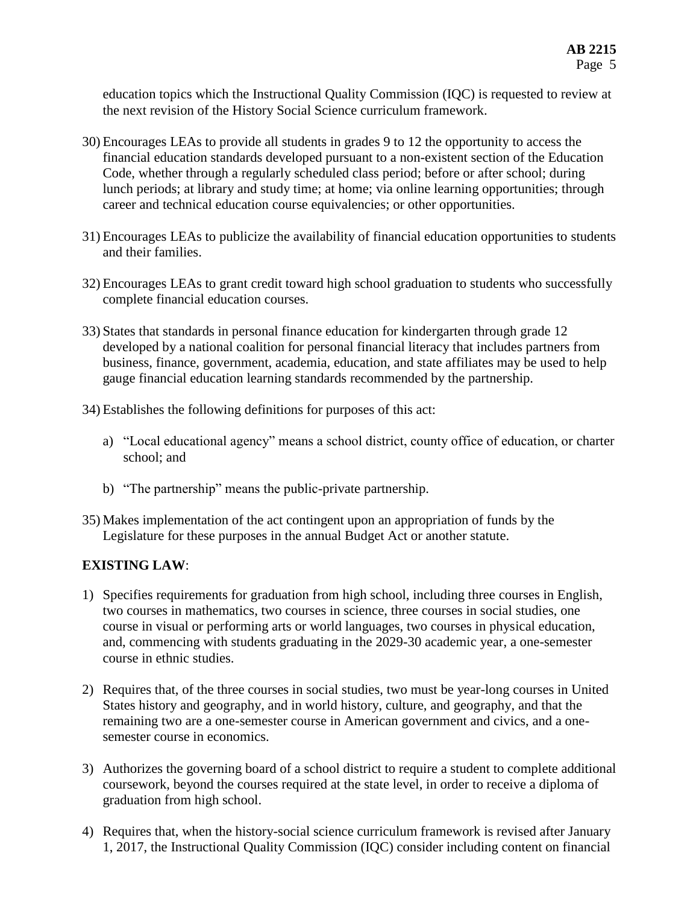education topics which the Instructional Quality Commission (IQC) is requested to review at the next revision of the History Social Science curriculum framework.

30) Encourages LEAs to provide all students in grades 9 to 12 the opportunity to access the financial education standards developed pursuant to a non-existent section of the Education Code, whether through a regularly scheduled class period; before or after school; during lunch periods; at library and study time; at home; via online learning opportunities; through career and technical education course equivalencies; or other opportunities.

31) Encourages LEAs to publicize the availability of financial education opportunities to students and their families.

32) Encourages LEAs to grant credit toward high school graduation to students who successfully complete financial education courses.

33) States that standards in personal finance education for kindergarten through grade 12 developed by a national coalition for personal financial literacy that includes partners from business, finance, government, academia, education, and state affiliates may be used to help gauge financial education learning standards recommended by the partnership.

34) Establishes the following definitions for purposes of this act:

   a) "Local educational agency" means a school district, county office of education, or charter school; and

   b) "The partnership" means the public-private partnership.

35) Makes implementation of the act contingent upon an appropriation of funds by the Legislature for these purposes in the annual Budget Act or another statute.

**EXISTING LAW**:

1) Specifies requirements for graduation from high school, including three courses in English, two courses in mathematics, two courses in science, three courses in social studies, one course in visual or performing arts or world languages, two courses in physical education, and, commencing with students graduating in the 2029-30 academic year, a one-semester course in ethnic studies.

2) Requires that, of the three courses in social studies, two must be year-long courses in United States history and geography, and in world history, culture, and geography, and that the remaining two are a one-semester course in American government and civics, and a one-semester course in economics.

3) Authorizes the governing board of a school district to require a student to complete additional coursework, beyond the courses required at the state level, in order to receive a diploma of graduation from high school.

4) Requires that, when the history-social science curriculum framework is revised after January 1, 2017, the Instructional Quality Commission (IQC) consider including content on financial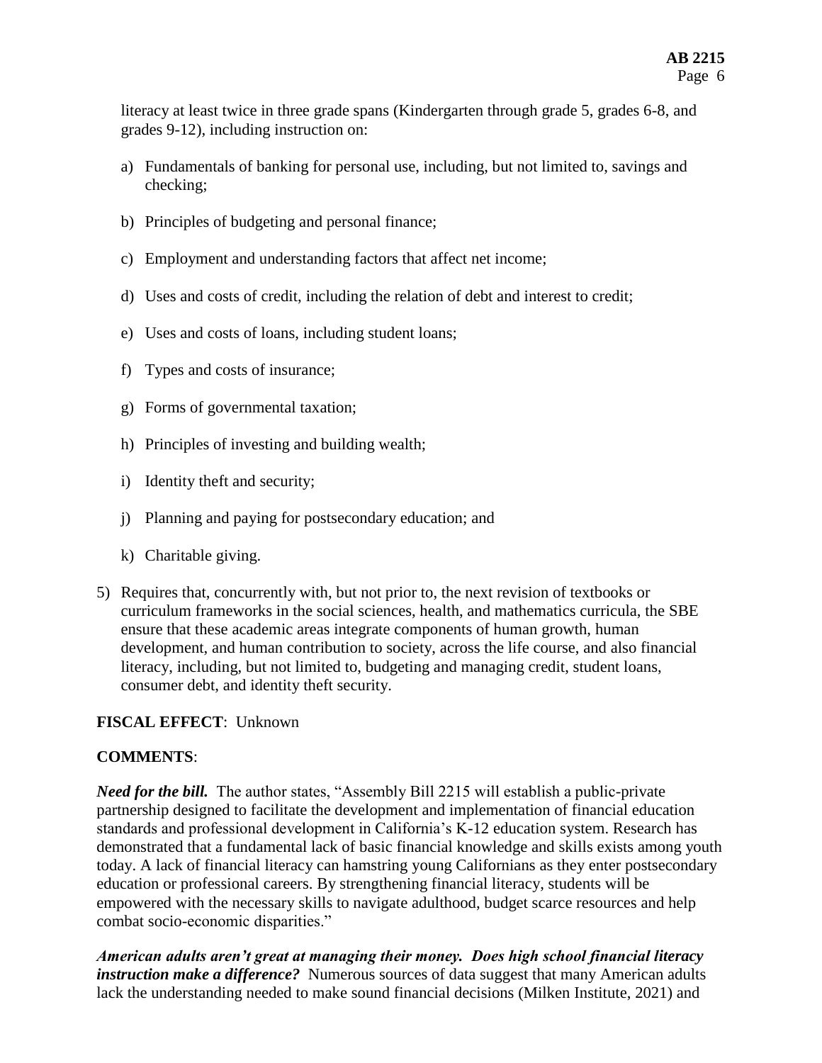literacy at least twice in three grade spans (Kindergarten through grade 5, grades 6-8, and grades 9-12), including instruction on:

a) Fundamentals of banking for personal use, including, but not limited to, savings and checking;

b) Principles of budgeting and personal finance;

c) Employment and understanding factors that affect net income;

d) Uses and costs of credit, including the relation of debt and interest to credit;

e) Uses and costs of loans, including student loans;

f) Types and costs of insurance;

g) Forms of governmental taxation;

h) Principles of investing and building wealth;

i) Identity theft and security;

j) Planning and paying for postsecondary education; and

k) Charitable giving.

5) Requires that, concurrently with, but not prior to, the next revision of textbooks or curriculum frameworks in the social sciences, health, and mathematics curricula, the SBE ensure that these academic areas integrate components of human growth, human development, and human contribution to society, across the life course, and also financial literacy, including, but not limited to, budgeting and managing credit, student loans, consumer debt, and identity theft security.

**FISCAL EFFECT**: Unknown

**COMMENTS**:

***Need for the bill.*** The author states, "Assembly Bill 2215 will establish a public-private partnership designed to facilitate the development and implementation of financial education standards and professional development in California's K-12 education system. Research has demonstrated that a fundamental lack of basic financial knowledge and skills exists among youth today. A lack of financial literacy can hamstring young Californians as they enter postsecondary education or professional careers. By strengthening financial literacy, students will be empowered with the necessary skills to navigate adulthood, budget scarce resources and help combat socio-economic disparities."

***American adults aren't great at managing their money. Does high school financial literacy instruction make a difference?*** Numerous sources of data suggest that many American adults lack the understanding needed to make sound financial decisions (Milken Institute, 2021) and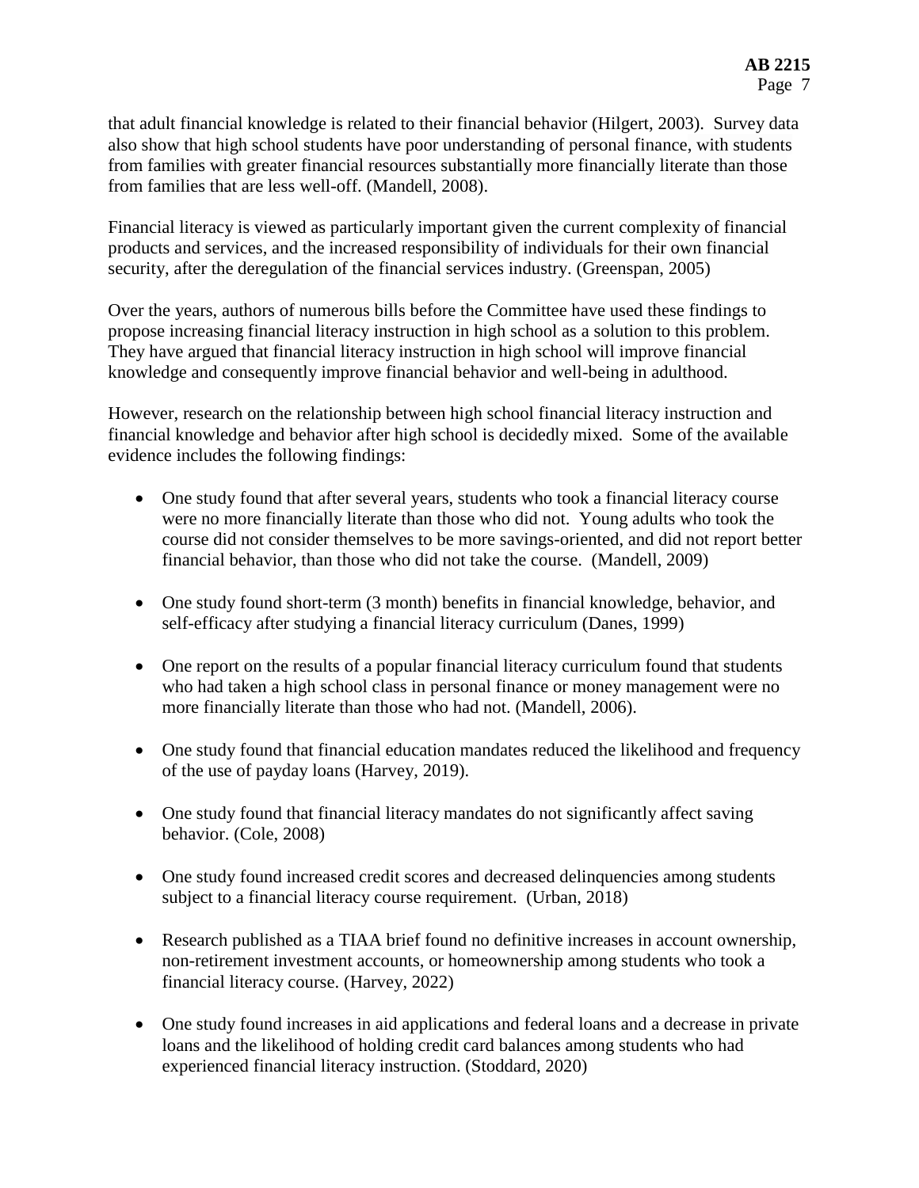that adult financial knowledge is related to their financial behavior (Hilgert, 2003). Survey data also show that high school students have poor understanding of personal finance, with students from families with greater financial resources substantially more financially literate than those from families that are less well-off. (Mandell, 2008).

Financial literacy is viewed as particularly important given the current complexity of financial products and services, and the increased responsibility of individuals for their own financial security, after the deregulation of the financial services industry. (Greenspan, 2005)

Over the years, authors of numerous bills before the Committee have used these findings to propose increasing financial literacy instruction in high school as a solution to this problem. They have argued that financial literacy instruction in high school will improve financial knowledge and consequently improve financial behavior and well-being in adulthood.

However, research on the relationship between high school financial literacy instruction and financial knowledge and behavior after high school is decidedly mixed. Some of the available evidence includes the following findings:

- One study found that after several years, students who took a financial literacy course were no more financially literate than those who did not. Young adults who took the course did not consider themselves to be more savings-oriented, and did not report better financial behavior, than those who did not take the course. (Mandell, 2009)

- One study found short-term (3 month) benefits in financial knowledge, behavior, and self-efficacy after studying a financial literacy curriculum (Danes, 1999)

- One report on the results of a popular financial literacy curriculum found that students who had taken a high school class in personal finance or money management were no more financially literate than those who had not. (Mandell, 2006).

- One study found that financial education mandates reduced the likelihood and frequency of the use of payday loans (Harvey, 2019).

- One study found that financial literacy mandates do not significantly affect saving behavior. (Cole, 2008)

- One study found increased credit scores and decreased delinquencies among students subject to a financial literacy course requirement. (Urban, 2018)

- Research published as a TIAA brief found no definitive increases in account ownership, non-retirement investment accounts, or homeownership among students who took a financial literacy course. (Harvey, 2022)

- One study found increases in aid applications and federal loans and a decrease in private loans and the likelihood of holding credit card balances among students who had experienced financial literacy instruction. (Stoddard, 2020)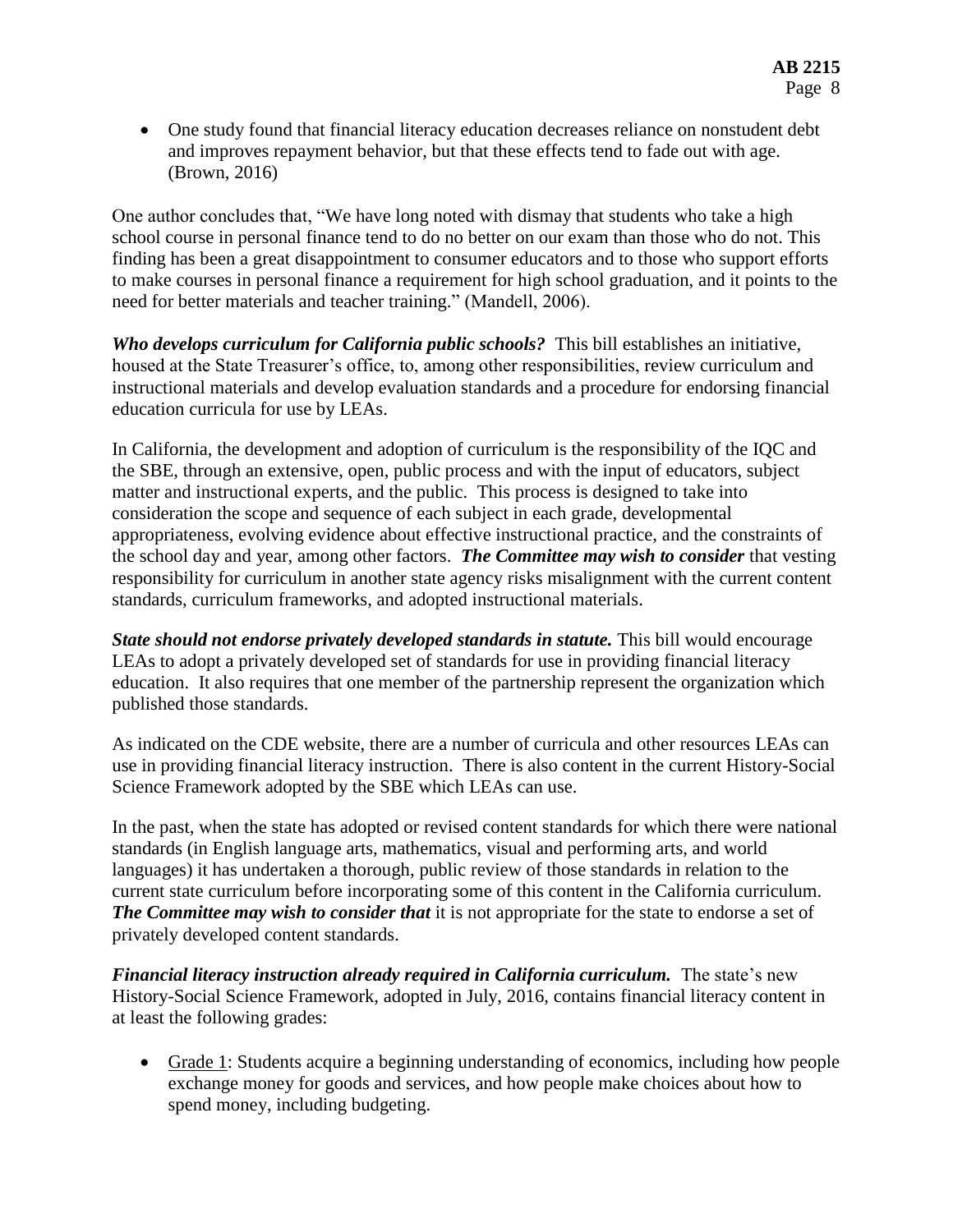- One study found that financial literacy education decreases reliance on nonstudent debt and improves repayment behavior, but that these effects tend to fade out with age. (Brown, 2016)

One author concludes that, "We have long noted with dismay that students who take a high school course in personal finance tend to do no better on our exam than those who do not. This finding has been a great disappointment to consumer educators and to those who support efforts to make courses in personal finance a requirement for high school graduation, and it points to the need for better materials and teacher training." (Mandell, 2006).

***Who develops curriculum for California public schools?*** This bill establishes an initiative, housed at the State Treasurer's office, to, among other responsibilities, review curriculum and instructional materials and develop evaluation standards and a procedure for endorsing financial education curricula for use by LEAs.

In California, the development and adoption of curriculum is the responsibility of the IQC and the SBE, through an extensive, open, public process and with the input of educators, subject matter and instructional experts, and the public. This process is designed to take into consideration the scope and sequence of each subject in each grade, developmental appropriateness, evolving evidence about effective instructional practice, and the constraints of the school day and year, among other factors. ***The Committee may wish to consider*** that vesting responsibility for curriculum in another state agency risks misalignment with the current content standards, curriculum frameworks, and adopted instructional materials.

***State should not endorse privately developed standards in statute.*** This bill would encourage LEAs to adopt a privately developed set of standards for use in providing financial literacy education. It also requires that one member of the partnership represent the organization which published those standards.

As indicated on the CDE website, there are a number of curricula and other resources LEAs can use in providing financial literacy instruction. There is also content in the current History-Social Science Framework adopted by the SBE which LEAs can use.

In the past, when the state has adopted or revised content standards for which there were national standards (in English language arts, mathematics, visual and performing arts, and world languages) it has undertaken a thorough, public review of those standards in relation to the current state curriculum before incorporating some of this content in the California curriculum. ***The Committee may wish to consider that*** it is not appropriate for the state to endorse a set of privately developed content standards.

***Financial literacy instruction already required in California curriculum.*** The state's new History-Social Science Framework, adopted in July, 2016, contains financial literacy content in at least the following grades:

- <u>Grade 1</u>: Students acquire a beginning understanding of economics, including how people exchange money for goods and services, and how people make choices about how to spend money, including budgeting.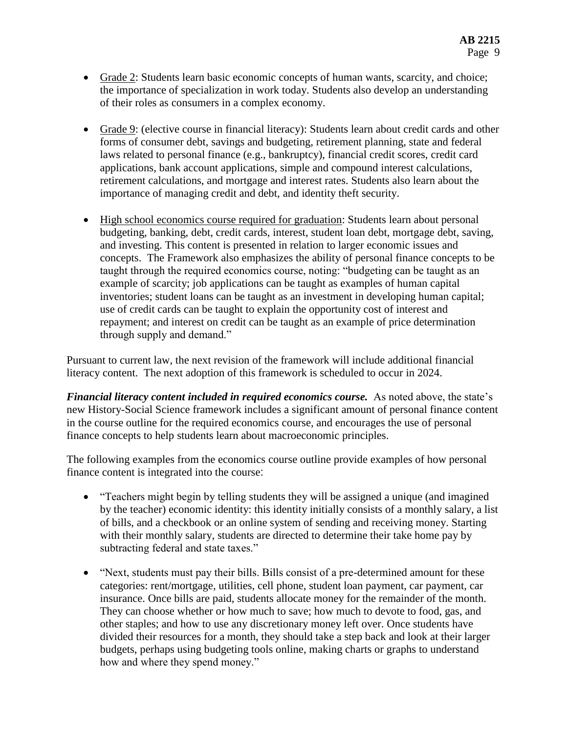- <u>Grade 2</u>: Students learn basic economic concepts of human wants, scarcity, and choice; the importance of specialization in work today. Students also develop an understanding of their roles as consumers in a complex economy.

- <u>Grade 9</u>: (elective course in financial literacy): Students learn about credit cards and other forms of consumer debt, savings and budgeting, retirement planning, state and federal laws related to personal finance (e.g., bankruptcy), financial credit scores, credit card applications, bank account applications, simple and compound interest calculations, retirement calculations, and mortgage and interest rates. Students also learn about the importance of managing credit and debt, and identity theft security.

- <u>High school economics course required for graduation</u>: Students learn about personal budgeting, banking, debt, credit cards, interest, student loan debt, mortgage debt, saving, and investing. This content is presented in relation to larger economic issues and concepts. The Framework also emphasizes the ability of personal finance concepts to be taught through the required economics course, noting: "budgeting can be taught as an example of scarcity; job applications can be taught as examples of human capital inventories; student loans can be taught as an investment in developing human capital; use of credit cards can be taught to explain the opportunity cost of interest and repayment; and interest on credit can be taught as an example of price determination through supply and demand."

Pursuant to current law, the next revision of the framework will include additional financial literacy content. The next adoption of this framework is scheduled to occur in 2024.

***Financial literacy content included in required economics course.*** As noted above, the state's new History-Social Science framework includes a significant amount of personal finance content in the course outline for the required economics course, and encourages the use of personal finance concepts to help students learn about macroeconomic principles.

The following examples from the economics course outline provide examples of how personal finance content is integrated into the course:

- "Teachers might begin by telling students they will be assigned a unique (and imagined by the teacher) economic identity: this identity initially consists of a monthly salary, a list of bills, and a checkbook or an online system of sending and receiving money. Starting with their monthly salary, students are directed to determine their take home pay by subtracting federal and state taxes."

- "Next, students must pay their bills. Bills consist of a pre-determined amount for these categories: rent/mortgage, utilities, cell phone, student loan payment, car payment, car insurance. Once bills are paid, students allocate money for the remainder of the month. They can choose whether or how much to save; how much to devote to food, gas, and other staples; and how to use any discretionary money left over. Once students have divided their resources for a month, they should take a step back and look at their larger budgets, perhaps using budgeting tools online, making charts or graphs to understand how and where they spend money."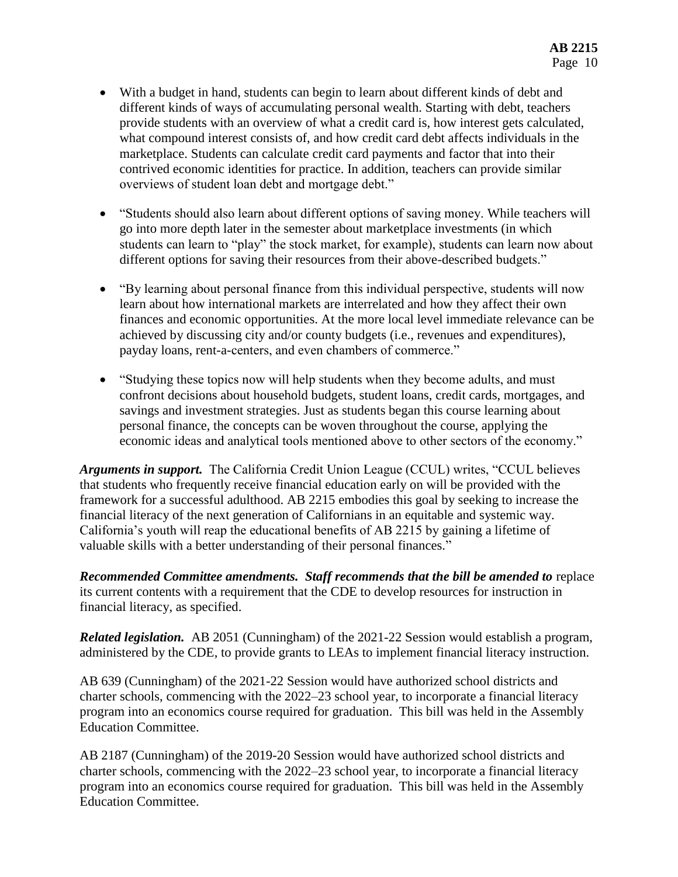- With a budget in hand, students can begin to learn about different kinds of debt and different kinds of ways of accumulating personal wealth. Starting with debt, teachers provide students with an overview of what a credit card is, how interest gets calculated, what compound interest consists of, and how credit card debt affects individuals in the marketplace. Students can calculate credit card payments and factor that into their contrived economic identities for practice. In addition, teachers can provide similar overviews of student loan debt and mortgage debt."
- "Students should also learn about different options of saving money. While teachers will go into more depth later in the semester about marketplace investments (in which students can learn to "play" the stock market, for example), students can learn now about different options for saving their resources from their above-described budgets."
- "By learning about personal finance from this individual perspective, students will now learn about how international markets are interrelated and how they affect their own finances and economic opportunities. At the more local level immediate relevance can be achieved by discussing city and/or county budgets (i.e., revenues and expenditures), payday loans, rent-a-centers, and even chambers of commerce."
- "Studying these topics now will help students when they become adults, and must confront decisions about household budgets, student loans, credit cards, mortgages, and savings and investment strategies. Just as students began this course learning about personal finance, the concepts can be woven throughout the course, applying the economic ideas and analytical tools mentioned above to other sectors of the economy."

***Arguments in support.*** The California Credit Union League (CCUL) writes, "CCUL believes that students who frequently receive financial education early on will be provided with the framework for a successful adulthood. AB 2215 embodies this goal by seeking to increase the financial literacy of the next generation of Californians in an equitable and systemic way. California's youth will reap the educational benefits of AB 2215 by gaining a lifetime of valuable skills with a better understanding of their personal finances."

***Recommended Committee amendments. Staff recommends that the bill be amended to*** replace its current contents with a requirement that the CDE to develop resources for instruction in financial literacy, as specified.

***Related legislation.*** AB 2051 (Cunningham) of the 2021-22 Session would establish a program, administered by the CDE, to provide grants to LEAs to implement financial literacy instruction.

AB 639 (Cunningham) of the 2021-22 Session would have authorized school districts and charter schools, commencing with the 2022–23 school year, to incorporate a financial literacy program into an economics course required for graduation. This bill was held in the Assembly Education Committee.

AB 2187 (Cunningham) of the 2019-20 Session would have authorized school districts and charter schools, commencing with the 2022–23 school year, to incorporate a financial literacy program into an economics course required for graduation. This bill was held in the Assembly Education Committee.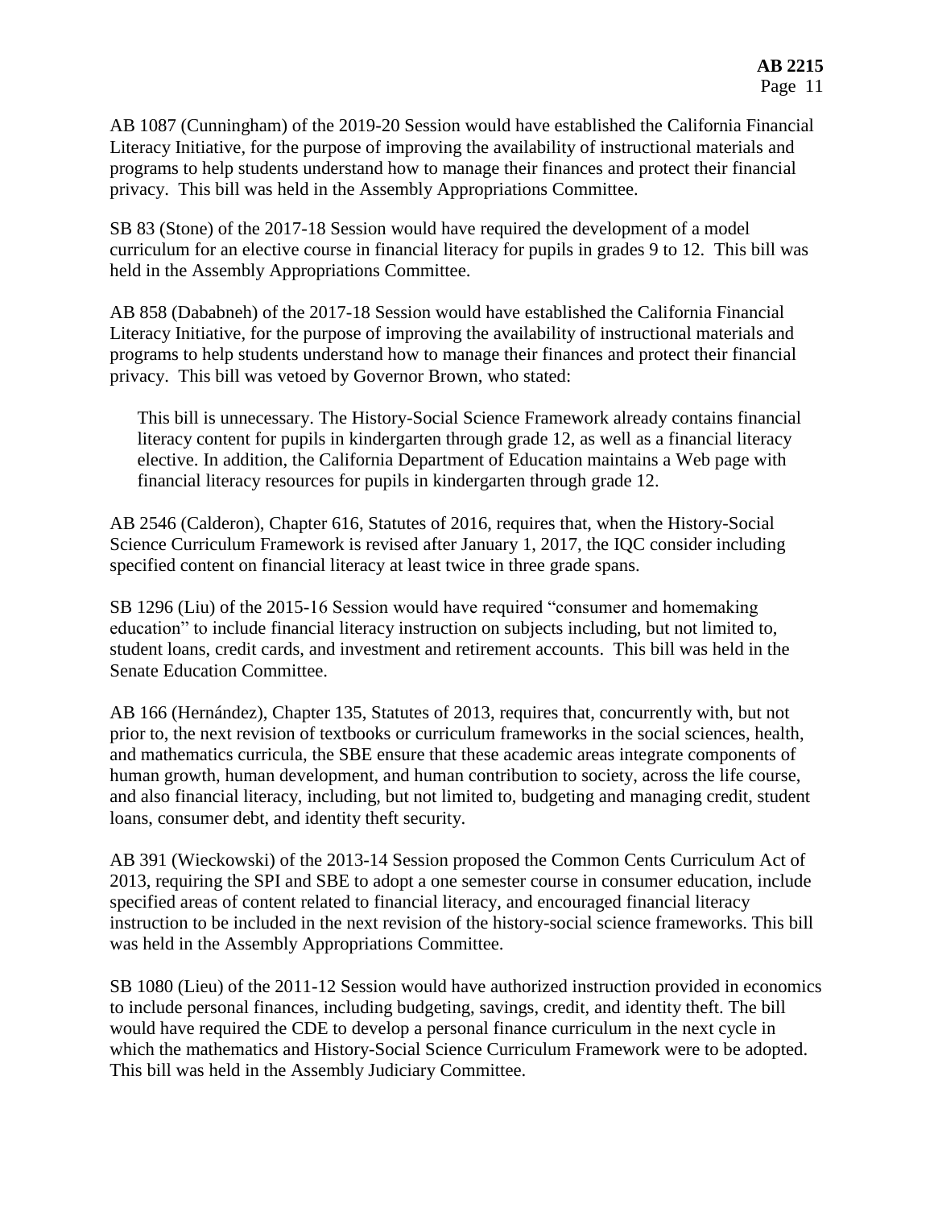AB 1087 (Cunningham) of the 2019-20 Session would have established the California Financial Literacy Initiative, for the purpose of improving the availability of instructional materials and programs to help students understand how to manage their finances and protect their financial privacy. This bill was held in the Assembly Appropriations Committee.

SB 83 (Stone) of the 2017-18 Session would have required the development of a model curriculum for an elective course in financial literacy for pupils in grades 9 to 12. This bill was held in the Assembly Appropriations Committee.

AB 858 (Dababneh) of the 2017-18 Session would have established the California Financial Literacy Initiative, for the purpose of improving the availability of instructional materials and programs to help students understand how to manage their finances and protect their financial privacy. This bill was vetoed by Governor Brown, who stated:

> This bill is unnecessary. The History-Social Science Framework already contains financial literacy content for pupils in kindergarten through grade 12, as well as a financial literacy elective. In addition, the California Department of Education maintains a Web page with financial literacy resources for pupils in kindergarten through grade 12.

AB 2546 (Calderon), Chapter 616, Statutes of 2016, requires that, when the History-Social Science Curriculum Framework is revised after January 1, 2017, the IQC consider including specified content on financial literacy at least twice in three grade spans.

SB 1296 (Liu) of the 2015-16 Session would have required "consumer and homemaking education" to include financial literacy instruction on subjects including, but not limited to, student loans, credit cards, and investment and retirement accounts. This bill was held in the Senate Education Committee.

AB 166 (Hernández), Chapter 135, Statutes of 2013, requires that, concurrently with, but not prior to, the next revision of textbooks or curriculum frameworks in the social sciences, health, and mathematics curricula, the SBE ensure that these academic areas integrate components of human growth, human development, and human contribution to society, across the life course, and also financial literacy, including, but not limited to, budgeting and managing credit, student loans, consumer debt, and identity theft security.

AB 391 (Wieckowski) of the 2013-14 Session proposed the Common Cents Curriculum Act of 2013, requiring the SPI and SBE to adopt a one semester course in consumer education, include specified areas of content related to financial literacy, and encouraged financial literacy instruction to be included in the next revision of the history-social science frameworks. This bill was held in the Assembly Appropriations Committee.

SB 1080 (Lieu) of the 2011-12 Session would have authorized instruction provided in economics to include personal finances, including budgeting, savings, credit, and identity theft. The bill would have required the CDE to develop a personal finance curriculum in the next cycle in which the mathematics and History-Social Science Curriculum Framework were to be adopted. This bill was held in the Assembly Judiciary Committee.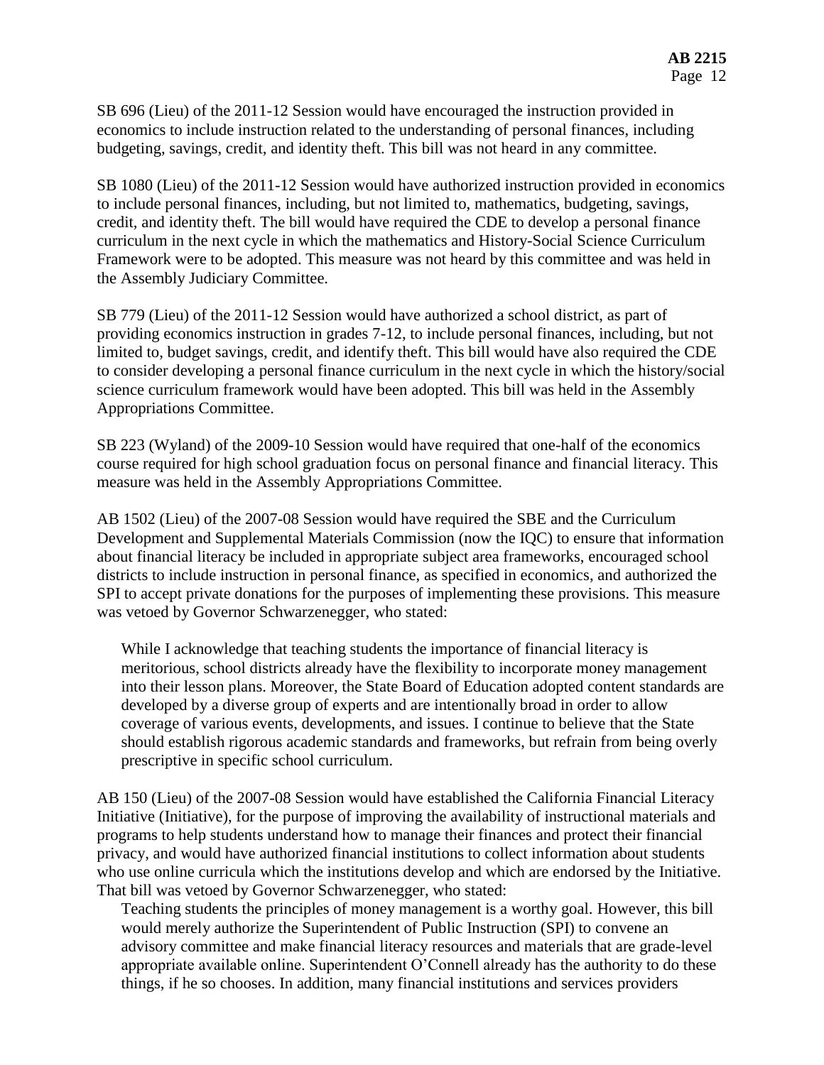SB 696 (Lieu) of the 2011-12 Session would have encouraged the instruction provided in economics to include instruction related to the understanding of personal finances, including budgeting, savings, credit, and identity theft. This bill was not heard in any committee.

SB 1080 (Lieu) of the 2011-12 Session would have authorized instruction provided in economics to include personal finances, including, but not limited to, mathematics, budgeting, savings, credit, and identity theft. The bill would have required the CDE to develop a personal finance curriculum in the next cycle in which the mathematics and History-Social Science Curriculum Framework were to be adopted. This measure was not heard by this committee and was held in the Assembly Judiciary Committee.

SB 779 (Lieu) of the 2011-12 Session would have authorized a school district, as part of providing economics instruction in grades 7-12, to include personal finances, including, but not limited to, budget savings, credit, and identify theft. This bill would have also required the CDE to consider developing a personal finance curriculum in the next cycle in which the history/social science curriculum framework would have been adopted. This bill was held in the Assembly Appropriations Committee.

SB 223 (Wyland) of the 2009-10 Session would have required that one-half of the economics course required for high school graduation focus on personal finance and financial literacy. This measure was held in the Assembly Appropriations Committee.

AB 1502 (Lieu) of the 2007-08 Session would have required the SBE and the Curriculum Development and Supplemental Materials Commission (now the IQC) to ensure that information about financial literacy be included in appropriate subject area frameworks, encouraged school districts to include instruction in personal finance, as specified in economics, and authorized the SPI to accept private donations for the purposes of implementing these provisions. This measure was vetoed by Governor Schwarzenegger, who stated:

> While I acknowledge that teaching students the importance of financial literacy is meritorious, school districts already have the flexibility to incorporate money management into their lesson plans. Moreover, the State Board of Education adopted content standards are developed by a diverse group of experts and are intentionally broad in order to allow coverage of various events, developments, and issues. I continue to believe that the State should establish rigorous academic standards and frameworks, but refrain from being overly prescriptive in specific school curriculum.

AB 150 (Lieu) of the 2007-08 Session would have established the California Financial Literacy Initiative (Initiative), for the purpose of improving the availability of instructional materials and programs to help students understand how to manage their finances and protect their financial privacy, and would have authorized financial institutions to collect information about students who use online curricula which the institutions develop and which are endorsed by the Initiative. That bill was vetoed by Governor Schwarzenegger, who stated:

> Teaching students the principles of money management is a worthy goal. However, this bill would merely authorize the Superintendent of Public Instruction (SPI) to convene an advisory committee and make financial literacy resources and materials that are grade-level appropriate available online. Superintendent O'Connell already has the authority to do these things, if he so chooses. In addition, many financial institutions and services providers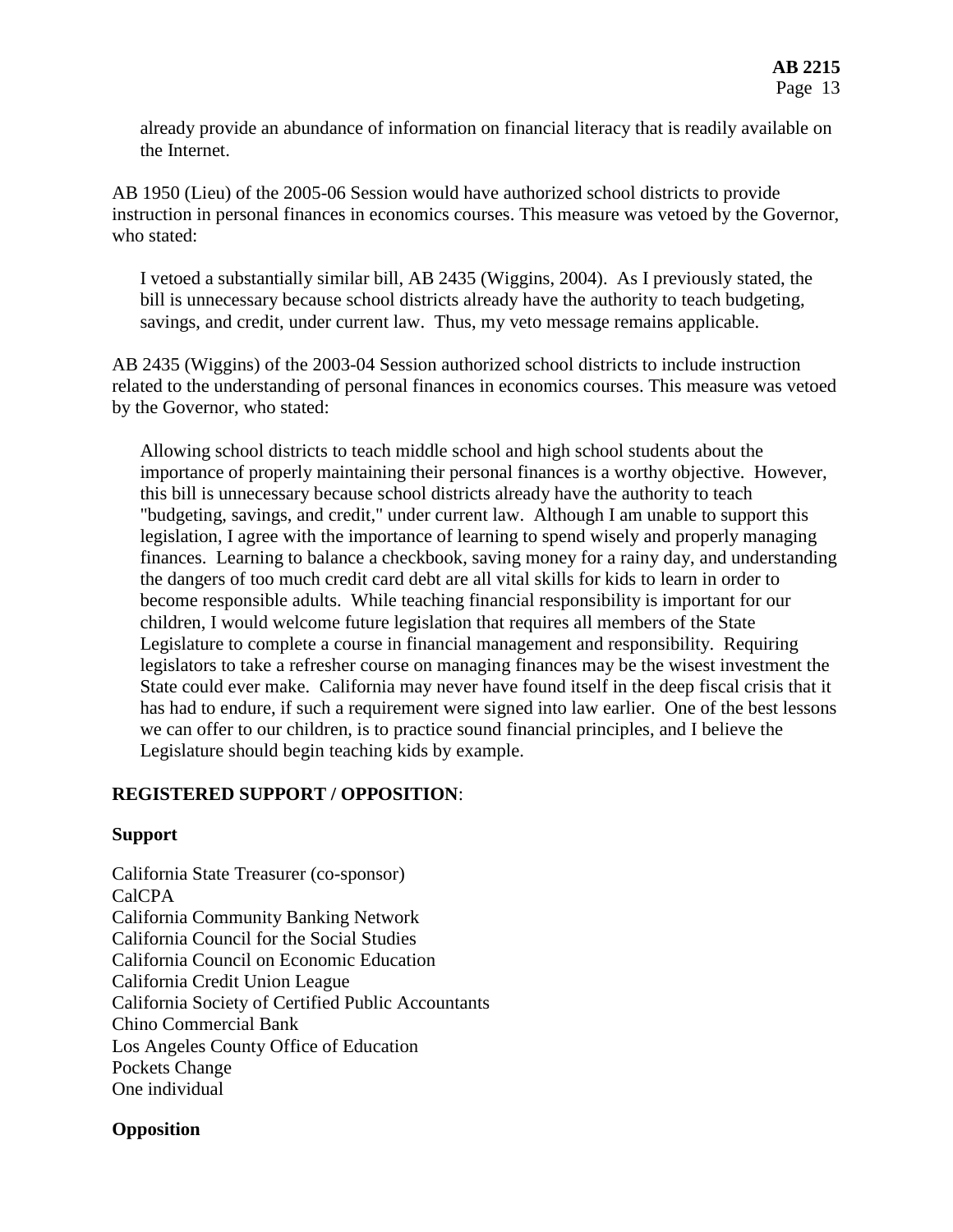already provide an abundance of information on financial literacy that is readily available on the Internet.

AB 1950 (Lieu) of the 2005-06 Session would have authorized school districts to provide instruction in personal finances in economics courses. This measure was vetoed by the Governor, who stated:

> I vetoed a substantially similar bill, AB 2435 (Wiggins, 2004). As I previously stated, the bill is unnecessary because school districts already have the authority to teach budgeting, savings, and credit, under current law. Thus, my veto message remains applicable.

AB 2435 (Wiggins) of the 2003-04 Session authorized school districts to include instruction related to the understanding of personal finances in economics courses. This measure was vetoed by the Governor, who stated:

> Allowing school districts to teach middle school and high school students about the importance of properly maintaining their personal finances is a worthy objective. However, this bill is unnecessary because school districts already have the authority to teach "budgeting, savings, and credit," under current law. Although I am unable to support this legislation, I agree with the importance of learning to spend wisely and properly managing finances. Learning to balance a checkbook, saving money for a rainy day, and understanding the dangers of too much credit card debt are all vital skills for kids to learn in order to become responsible adults. While teaching financial responsibility is important for our children, I would welcome future legislation that requires all members of the State Legislature to complete a course in financial management and responsibility. Requiring legislators to take a refresher course on managing finances may be the wisest investment the State could ever make. California may never have found itself in the deep fiscal crisis that it has had to endure, if such a requirement were signed into law earlier. One of the best lessons we can offer to our children, is to practice sound financial principles, and I believe the Legislature should begin teaching kids by example.

**REGISTERED SUPPORT / OPPOSITION**:

**Support**

California State Treasurer (co-sponsor)
CalCPA
California Community Banking Network
California Council for the Social Studies
California Council on Economic Education
California Credit Union League
California Society of Certified Public Accountants
Chino Commercial Bank
Los Angeles County Office of Education
Pockets Change
One individual

**Opposition**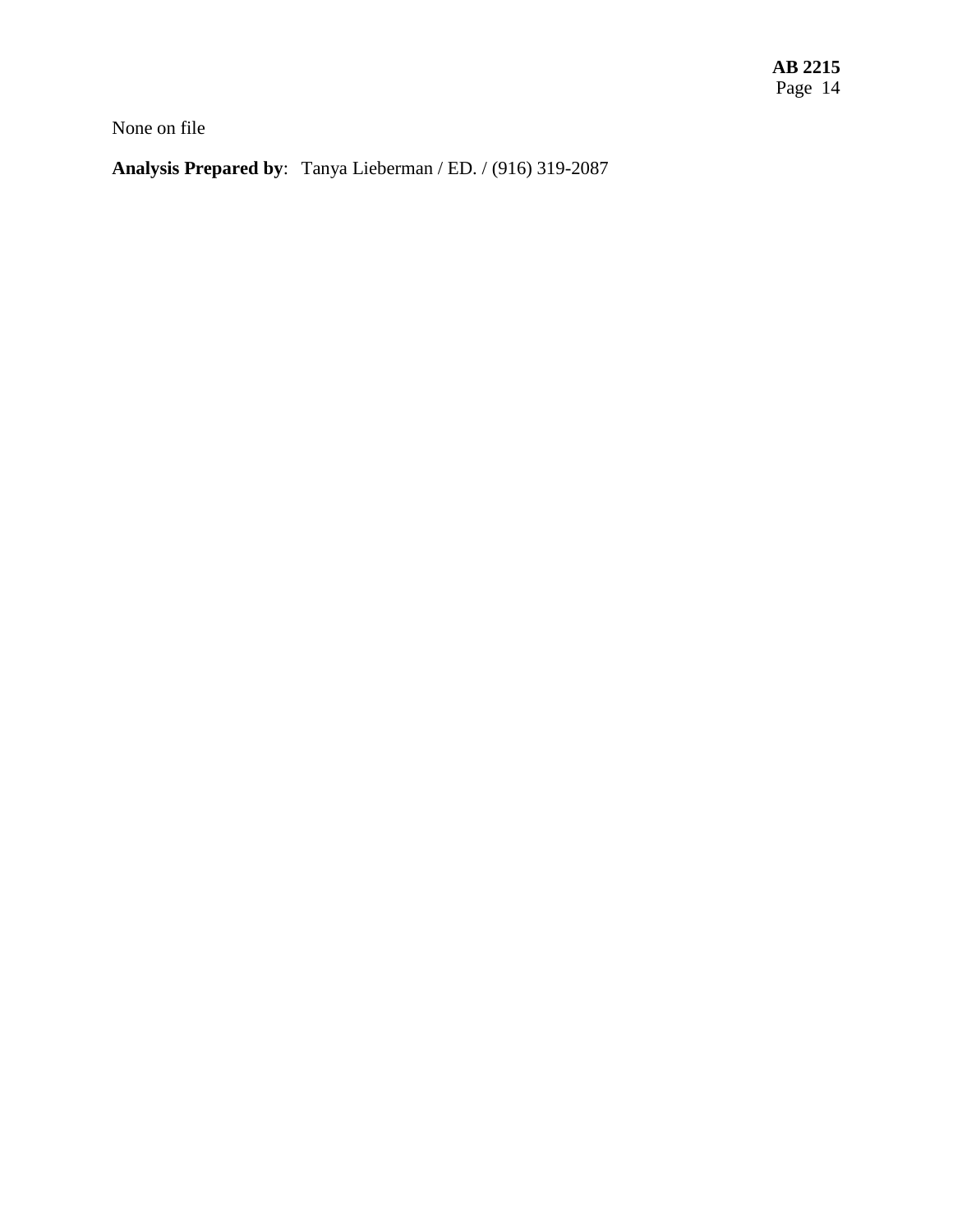None on file

**Analysis Prepared by**: Tanya Lieberman / ED. / (916) 319-2087